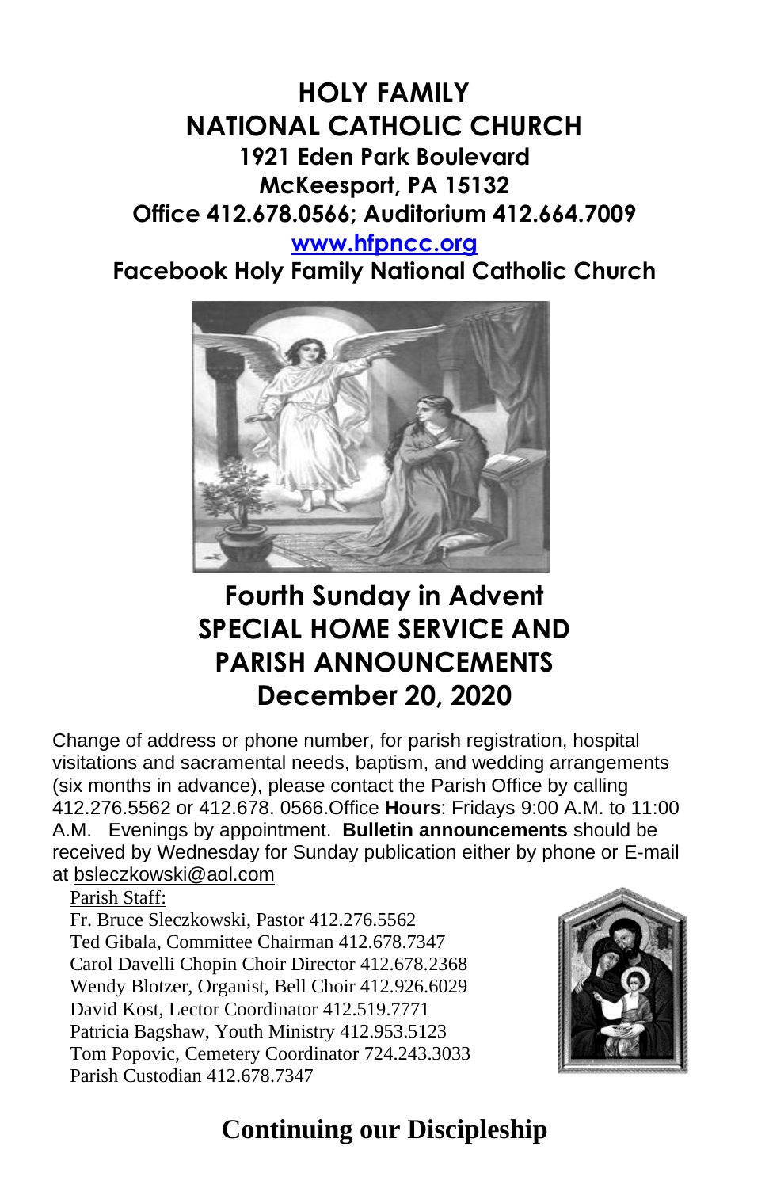# HOLY FAMILY NATIONAL CATHOLIC CHURCH

**1921 Eden Park Boulevard**
**McKeesport, PA 15132**
**Office 412.678.0566; Auditorium 412.664.7009**
**www.hfpncc.org**
**Facebook Holy Family National Catholic Church**

## Fourth Sunday in Advent
## SPECIAL HOME SERVICE AND PARISH ANNOUNCEMENTS
## December 20, 2020

Change of address or phone number, for parish registration, hospital visitations and sacramental needs, baptism, and wedding arrangements (six months in advance), please contact the Parish Office by calling 412.276.5562 or 412.678. 0566.Office **Hours**: Fridays 9:00 A.M. to 11:00 A.M. Evenings by appointment. **Bulletin announcements** should be received by Wednesday for Sunday publication either by phone or E-mail at bsleczkowski@aol.com

Parish Staff:
Fr. Bruce Sleczkowski, Pastor 412.276.5562
Ted Gibala, Committee Chairman 412.678.7347
Carol Davelli Chopin Choir Director 412.678.2368
Wendy Blotzer, Organist, Bell Choir 412.926.6029
David Kost, Lector Coordinator 412.519.7771
Patricia Bagshaw, Youth Ministry 412.953.5123
Tom Popovic, Cemetery Coordinator 724.243.3033
Parish Custodian 412.678.7347

## Continuing our Discipleship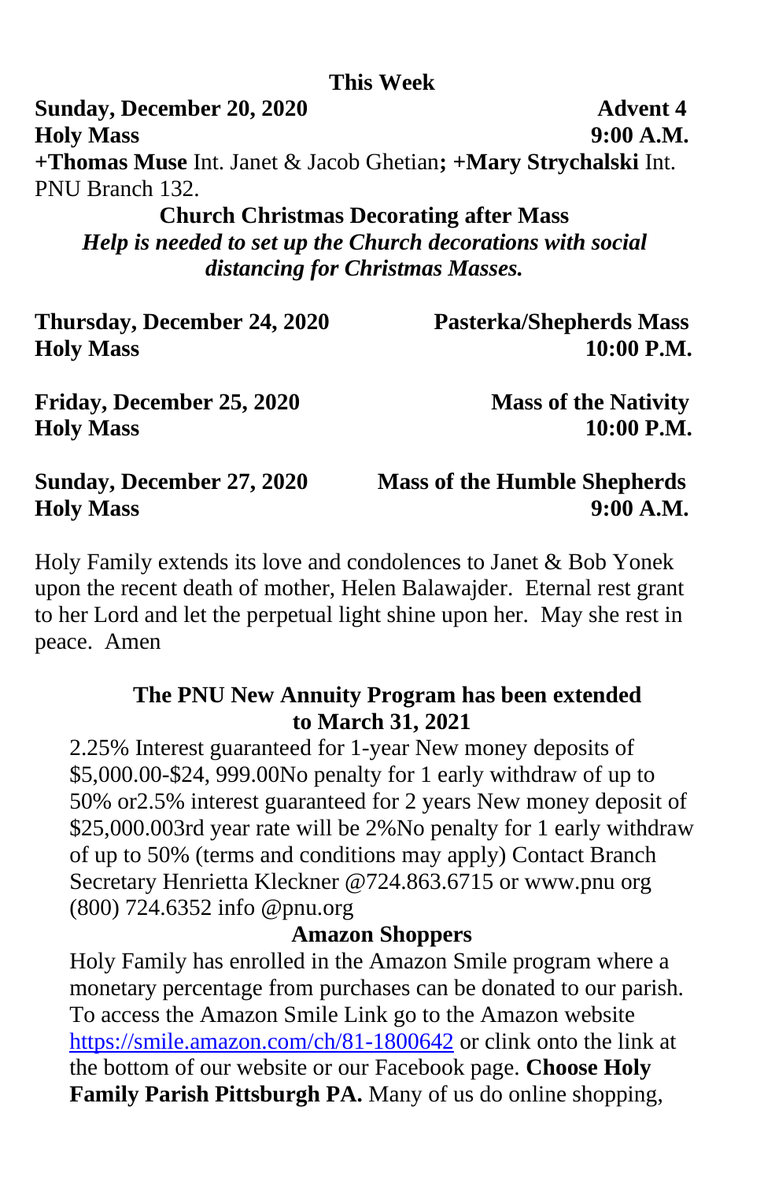### This Week

**Sunday, December 20, 2020** **Advent 4**
**Holy Mass** **9:00 A.M.**
**+Thomas Muse** Int. Janet & Jacob Ghetian**; +Mary Strychalski** Int. PNU Branch 132.

**Church Christmas Decorating after Mass**
***Help is needed to set up the Church decorations with social distancing for Christmas Masses.***

**Thursday, December 24, 2020** **Pasterka/Shepherds Mass**
**Holy Mass** **10:00 P.M.**

**Friday, December 25, 2020** **Mass of the Nativity**
**Holy Mass** **10:00 P.M.**

**Sunday, December 27, 2020** **Mass of the Humble Shepherds**
**Holy Mass** **9:00 A.M.**

Holy Family extends its love and condolences to Janet & Bob Yonek upon the recent death of mother, Helen Balawajder. Eternal rest grant to her Lord and let the perpetual light shine upon her. May she rest in peace. Amen

**The PNU New Annuity Program has been extended to March 31, 2021**

2.25% Interest guaranteed for 1-year New money deposits of $5,000.00-$24, 999.00No penalty for 1 early withdraw of up to 50% or2.5% interest guaranteed for 2 years New money deposit of $25,000.003rd year rate will be 2%No penalty for 1 early withdraw of up to 50% (terms and conditions may apply) Contact Branch Secretary Henrietta Kleckner @724.863.6715 or www.pnu org (800) 724.6352 info @pnu.org

**Amazon Shoppers**

Holy Family has enrolled in the Amazon Smile program where a monetary percentage from purchases can be donated to our parish. To access the Amazon Smile Link go to the Amazon website https://smile.amazon.com/ch/81-1800642 or clink onto the link at the bottom of our website or our Facebook page. **Choose Holy Family Parish Pittsburgh PA.** Many of us do online shopping,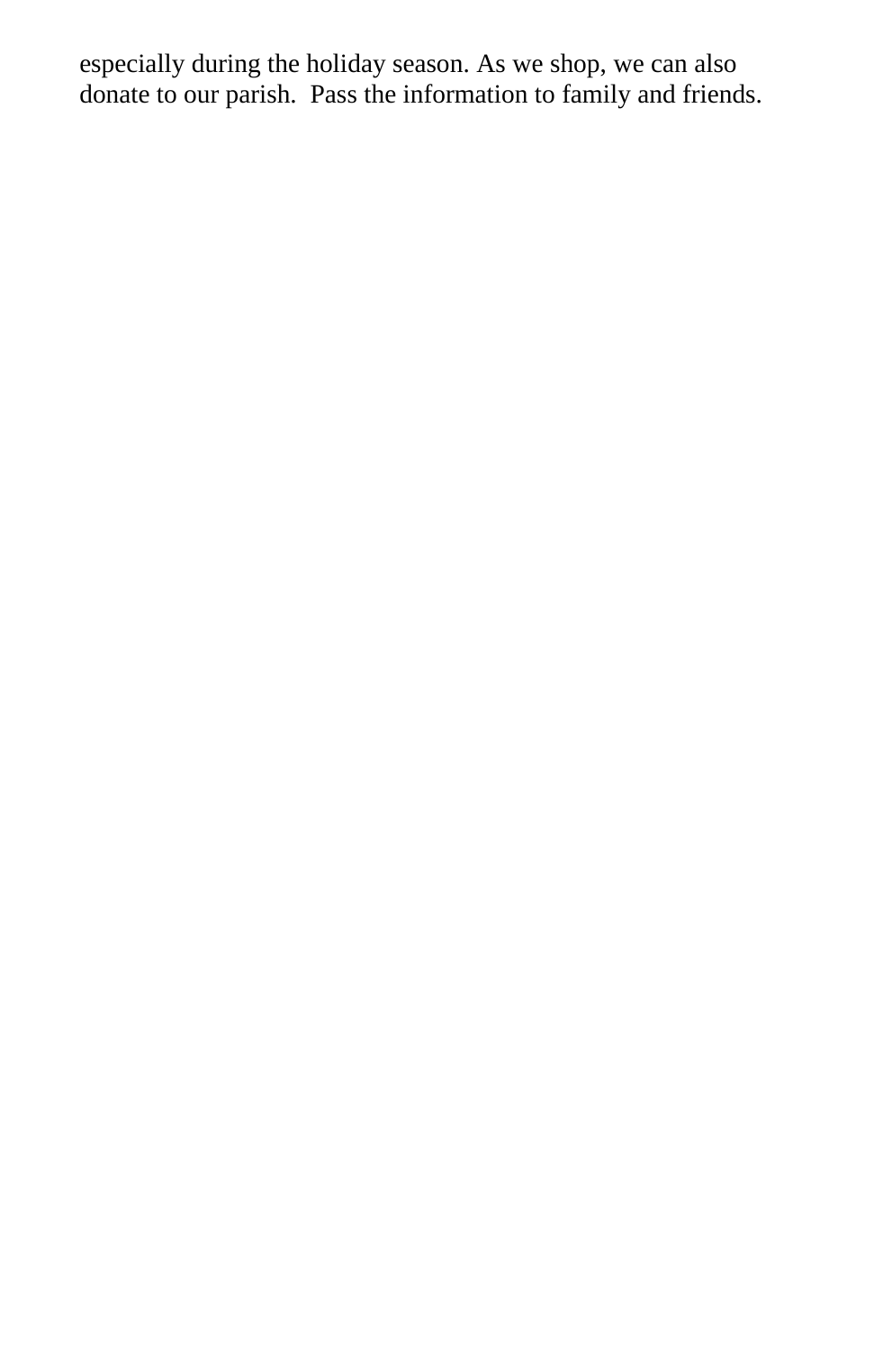especially during the holiday season. As we shop, we can also donate to our parish.  Pass the information to family and friends.